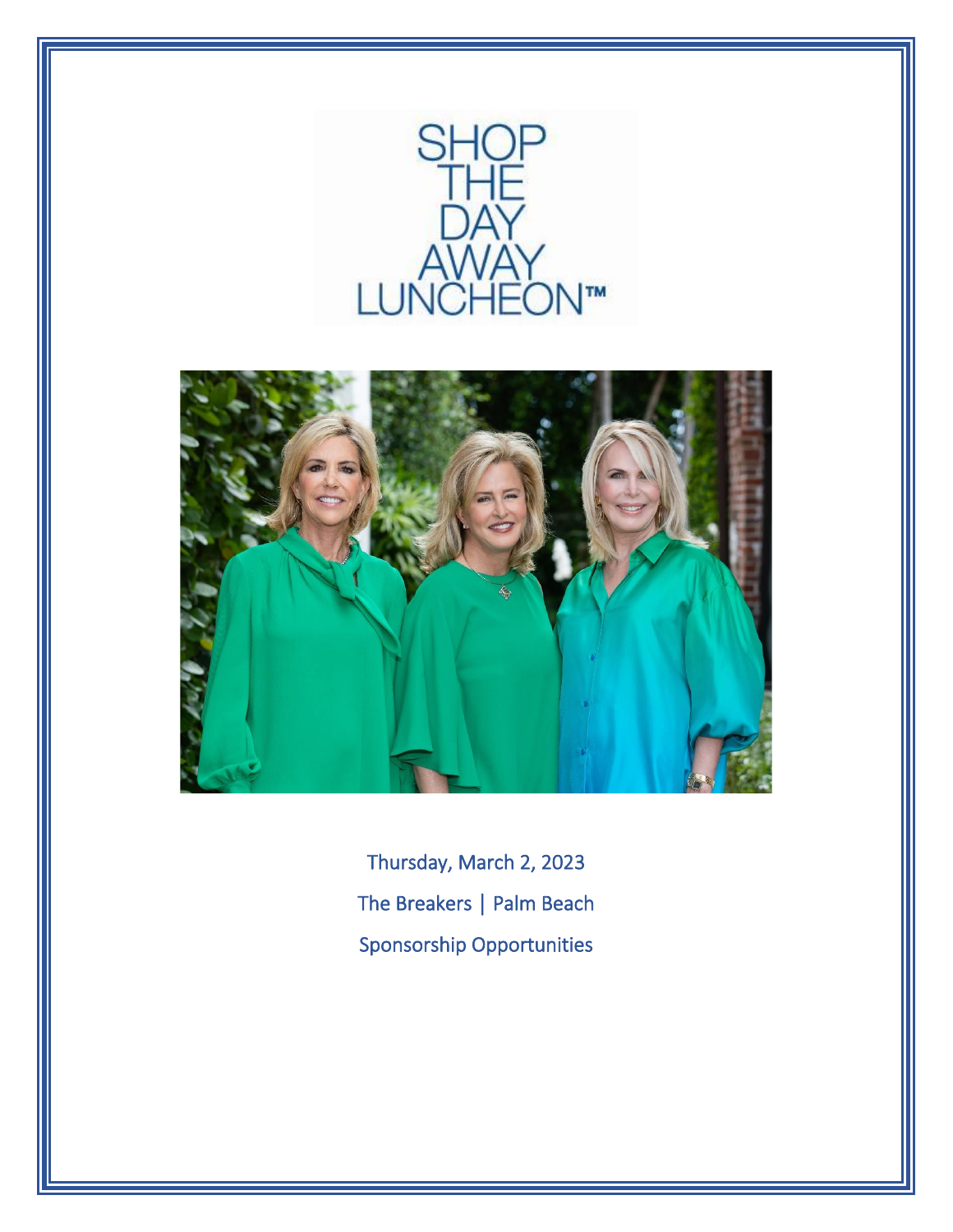# SHOP THE DAY AWAY LUNCHEON™

Thursday, March 2, 2023

The Breakers | Palm Beach

Sponsorship Opportunities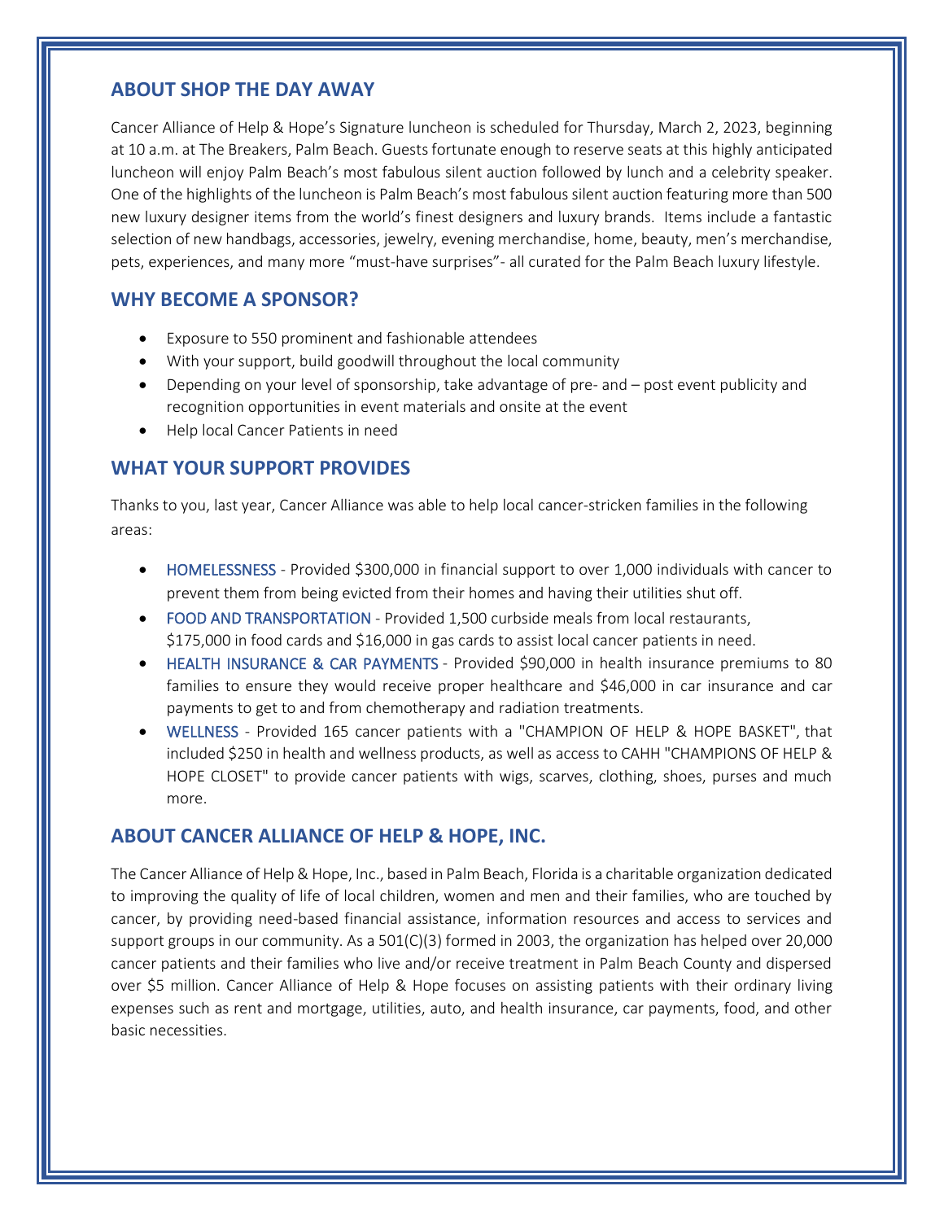## ABOUT SHOP THE DAY AWAY

Cancer Alliance of Help & Hope's Signature luncheon is scheduled for Thursday, March 2, 2023, beginning at 10 a.m. at The Breakers, Palm Beach. Guests fortunate enough to reserve seats at this highly anticipated luncheon will enjoy Palm Beach's most fabulous silent auction followed by lunch and a celebrity speaker. One of the highlights of the luncheon is Palm Beach's most fabulous silent auction featuring more than 500 new luxury designer items from the world's finest designers and luxury brands. Items include a fantastic selection of new handbags, accessories, jewelry, evening merchandise, home, beauty, men's merchandise, pets, experiences, and many more "must-have surprises"- all curated for the Palm Beach luxury lifestyle.

## WHY BECOME A SPONSOR?

- Exposure to 550 prominent and fashionable attendees
- With your support, build goodwill throughout the local community
- Depending on your level of sponsorship, take advantage of pre- and – post event publicity and recognition opportunities in event materials and onsite at the event
- Help local Cancer Patients in need

## WHAT YOUR SUPPORT PROVIDES

Thanks to you, last year, Cancer Alliance was able to help local cancer-stricken families in the following areas:

- HOMELESSNESS - Provided $300,000 in financial support to over 1,000 individuals with cancer to prevent them from being evicted from their homes and having their utilities shut off.
- FOOD AND TRANSPORTATION - Provided 1,500 curbside meals from local restaurants, $175,000 in food cards and $16,000 in gas cards to assist local cancer patients in need.
- HEALTH INSURANCE & CAR PAYMENTS - Provided $90,000 in health insurance premiums to 80 families to ensure they would receive proper healthcare and $46,000 in car insurance and car payments to get to and from chemotherapy and radiation treatments.
- WELLNESS - Provided 165 cancer patients with a "CHAMPION OF HELP & HOPE BASKET", that included $250 in health and wellness products, as well as access to CAHH "CHAMPIONS OF HELP & HOPE CLOSET" to provide cancer patients with wigs, scarves, clothing, shoes, purses and much more.

## ABOUT CANCER ALLIANCE OF HELP & HOPE, INC.

The Cancer Alliance of Help & Hope, Inc., based in Palm Beach, Florida is a charitable organization dedicated to improving the quality of life of local children, women and men and their families, who are touched by cancer, by providing need-based financial assistance, information resources and access to services and support groups in our community. As a 501(C)(3) formed in 2003, the organization has helped over 20,000 cancer patients and their families who live and/or receive treatment in Palm Beach County and dispersed over $5 million. Cancer Alliance of Help & Hope focuses on assisting patients with their ordinary living expenses such as rent and mortgage, utilities, auto, and health insurance, car payments, food, and other basic necessities.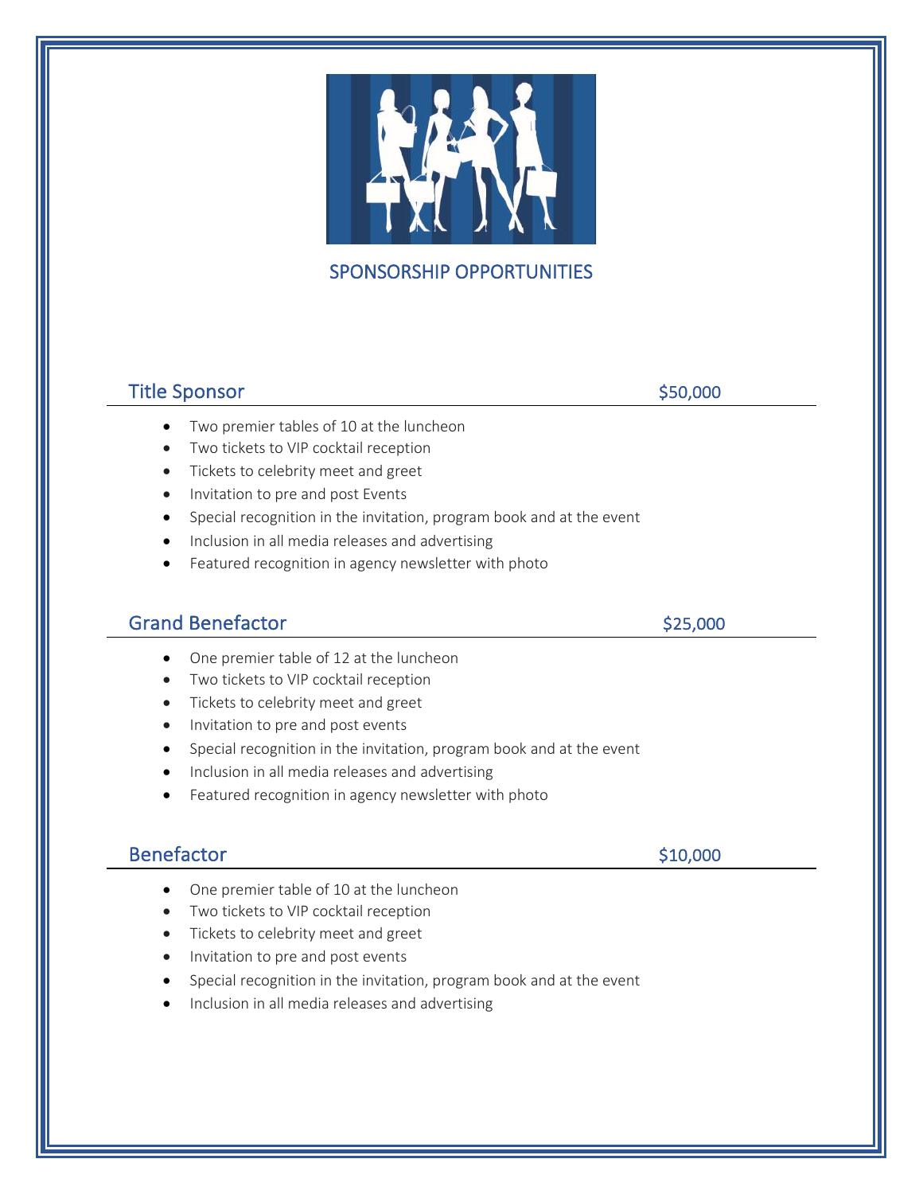# SPONSORSHIP OPPORTUNITIES

## Title Sponsor — $50,000

- Two premier tables of 10 at the luncheon
- Two tickets to VIP cocktail reception
- Tickets to celebrity meet and greet
- Invitation to pre and post Events
- Special recognition in the invitation, program book and at the event
- Inclusion in all media releases and advertising
- Featured recognition in agency newsletter with photo

## Grand Benefactor — $25,000

- One premier table of 12 at the luncheon
- Two tickets to VIP cocktail reception
- Tickets to celebrity meet and greet
- Invitation to pre and post events
- Special recognition in the invitation, program book and at the event
- Inclusion in all media releases and advertising
- Featured recognition in agency newsletter with photo

## Benefactor — $10,000

- One premier table of 10 at the luncheon
- Two tickets to VIP cocktail reception
- Tickets to celebrity meet and greet
- Invitation to pre and post events
- Special recognition in the invitation, program book and at the event
- Inclusion in all media releases and advertising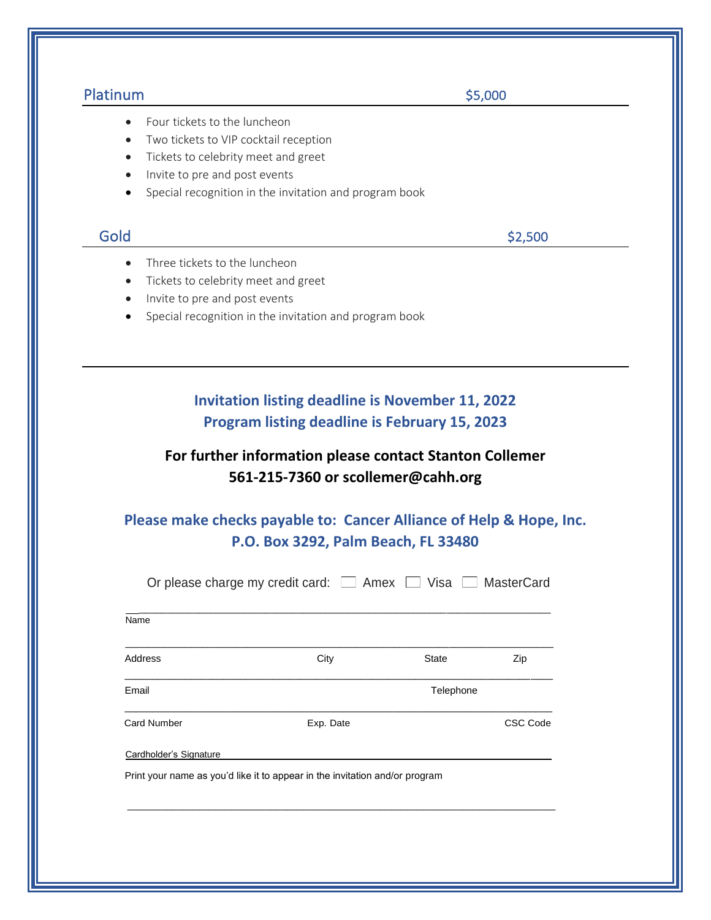## Platinum — $5,000

- Four tickets to the luncheon
- Two tickets to VIP cocktail reception
- Tickets to celebrity meet and greet
- Invite to pre and post events
- Special recognition in the invitation and program book

## Gold — $2,500

- Three tickets to the luncheon
- Tickets to celebrity meet and greet
- Invite to pre and post events
- Special recognition in the invitation and program book

---

**Invitation listing deadline is November 11, 2022**
**Program listing deadline is February 15, 2023**

**For further information please contact Stanton Collemer**
**561-215-7360 or scollemer@cahh.org**

**Please make checks payable to: Cancer Alliance of Help & Hope, Inc.**
**P.O. Box 3292, Palm Beach, FL 33480**

Or please charge my credit card: ☐ Amex ☐ Visa ☐ MasterCard

_______________________________________________
Name

_______________________________________________
Address City State Zip

_______________________________________________
Email Telephone

_______________________________________________
Card Number Exp. Date CSC Code

Cardholder's Signature _______________________________________________

Print your name as you'd like it to appear in the invitation and/or program

_______________________________________________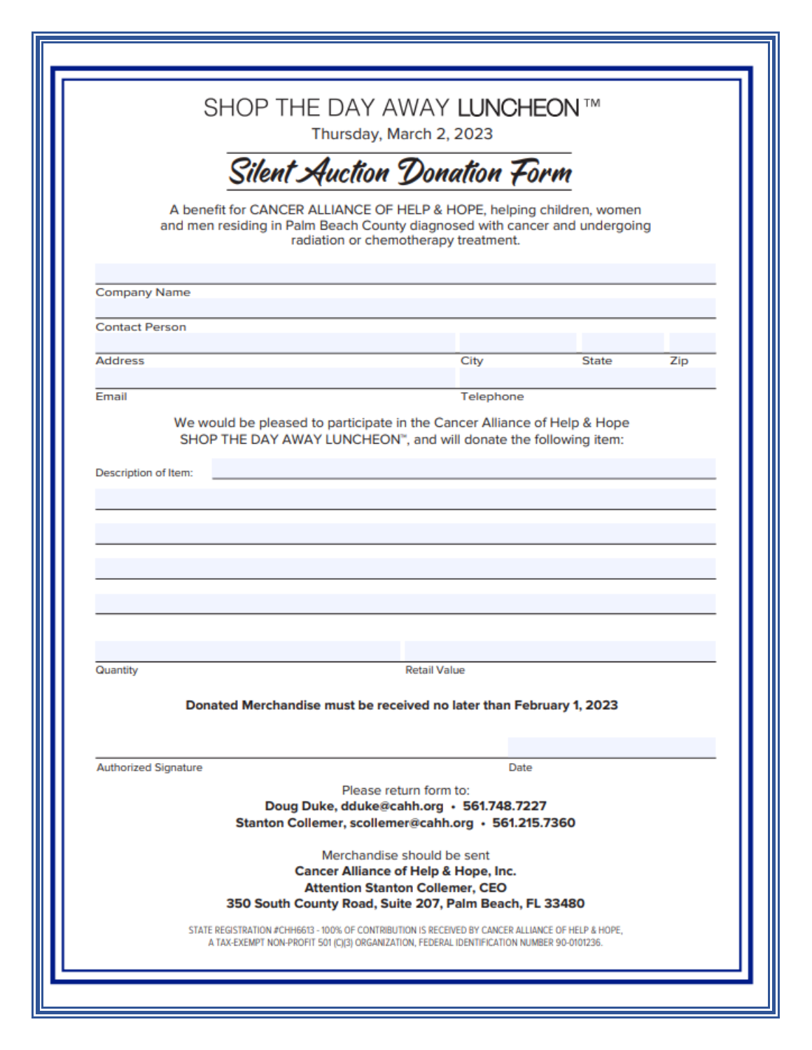# SHOP THE DAY AWAY LUNCHEON™

Thursday, March 2, 2023

## *Silent Auction Donation Form*

A benefit for CANCER ALLIANCE OF HELP & HOPE, helping children, women and men residing in Palm Beach County diagnosed with cancer and undergoing radiation or chemotherapy treatment.

Company Name

Contact Person

Address | City | State | Zip

Email | Telephone

We would be pleased to participate in the Cancer Alliance of Help & Hope SHOP THE DAY AWAY LUNCHEON™, and will donate the following item:

Description of Item:

Quantity | Retail Value

**Donated Merchandise must be received no later than February 1, 2023**

Authorized Signature | Date

Please return form to:

**Doug Duke, dduke@cahh.org • 561.748.7227**

**Stanton Collemer, scollemer@cahh.org • 561.215.7360**

Merchandise should be sent

**Cancer Alliance of Help & Hope, Inc.**

**Attention Stanton Collemer, CEO**

**350 South County Road, Suite 207, Palm Beach, FL 33480**

STATE REGISTRATION #CHH6613 - 100% OF CONTRIBUTION IS RECEIVED BY CANCER ALLIANCE OF HELP & HOPE, A TAX-EXEMPT NON-PROFIT 501 (C)(3) ORGANIZATION, FEDERAL IDENTIFICATION NUMBER 90-0101236.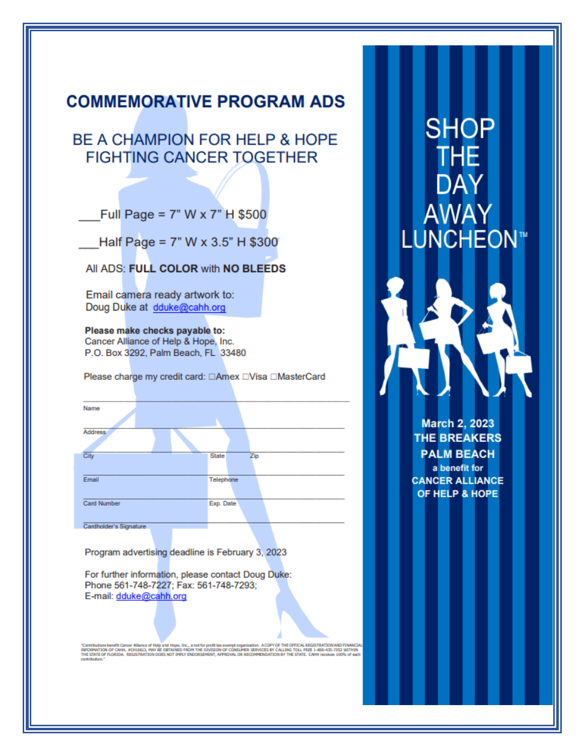# COMMEMORATIVE PROGRAM ADS

## BE A CHAMPION FOR HELP & HOPE FIGHTING CANCER TOGETHER

___Full Page = 7" W x 7" H $500

___Half Page = 7" W x 3.5" H $300

All ADS: **FULL COLOR** with **NO BLEEDS**

Email camera ready artwork to:
Doug Duke at dduke@cahh.org

**Please make checks payable to:**
Cancer Alliance of Help & Hope, Inc.
P.O. Box 3292, Palm Beach, FL 33480

Please charge my credit card: ☐Amex ☐Visa ☐MasterCard

Name ______________________________

Address ______________________________

City ______________ State ______ Zip ______

Email ______________ Telephone ______________

Card Number ______________ Exp. Date ______________

Cardholder's Signature ______________________________

Program advertising deadline is February 3, 2023

For further information, please contact Doug Duke:
Phone 561-748-7227; Fax: 561-748-7293;
E-mail: dduke@cahh.org

"Contributions benefit Cancer Alliance of Help and Hope, Inc., a not for profit tax exempt organization. A COPY OF THE OFFICIAL REGISTRATION AND FINANCIAL INFORMATION OF CAHH, #CH16613, MAY BE OBTAINED FROM THE DIVISION OF CONSUMER SERVICES BY CALLING TOLL FREE 1-800-435-7352 WITHIN THE STATE OF FLORIDA. REGISTRATION DOES NOT IMPLY ENDORSEMENT, APPROVAL OR RECOMMENDATION BY THE STATE. CAHH receives 100% of each contribution."

# SHOP THE DAY AWAY LUNCHEON™

**March 2, 2023**
**THE BREAKERS**
**PALM BEACH**
**a benefit for**
**CANCER ALLIANCE OF HELP & HOPE**